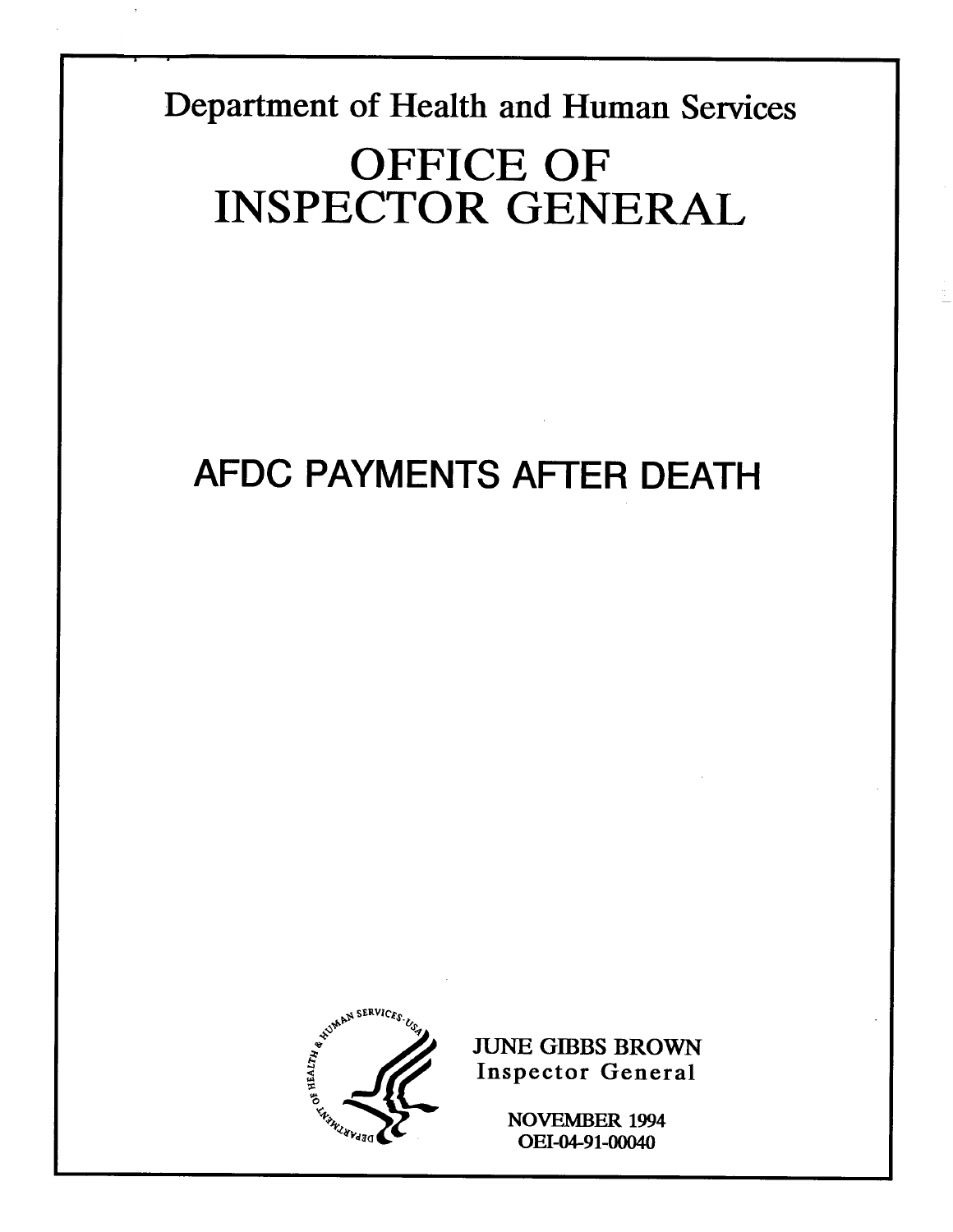Department of Health and Human Services

# OFFICE OF INSPECTOR GENERAL

# AFDC PAYMENTS AFTER DEATH

JUNE GIBBS BROWN
Inspector General

NOVEMBER 1994
OEI-04-91-00040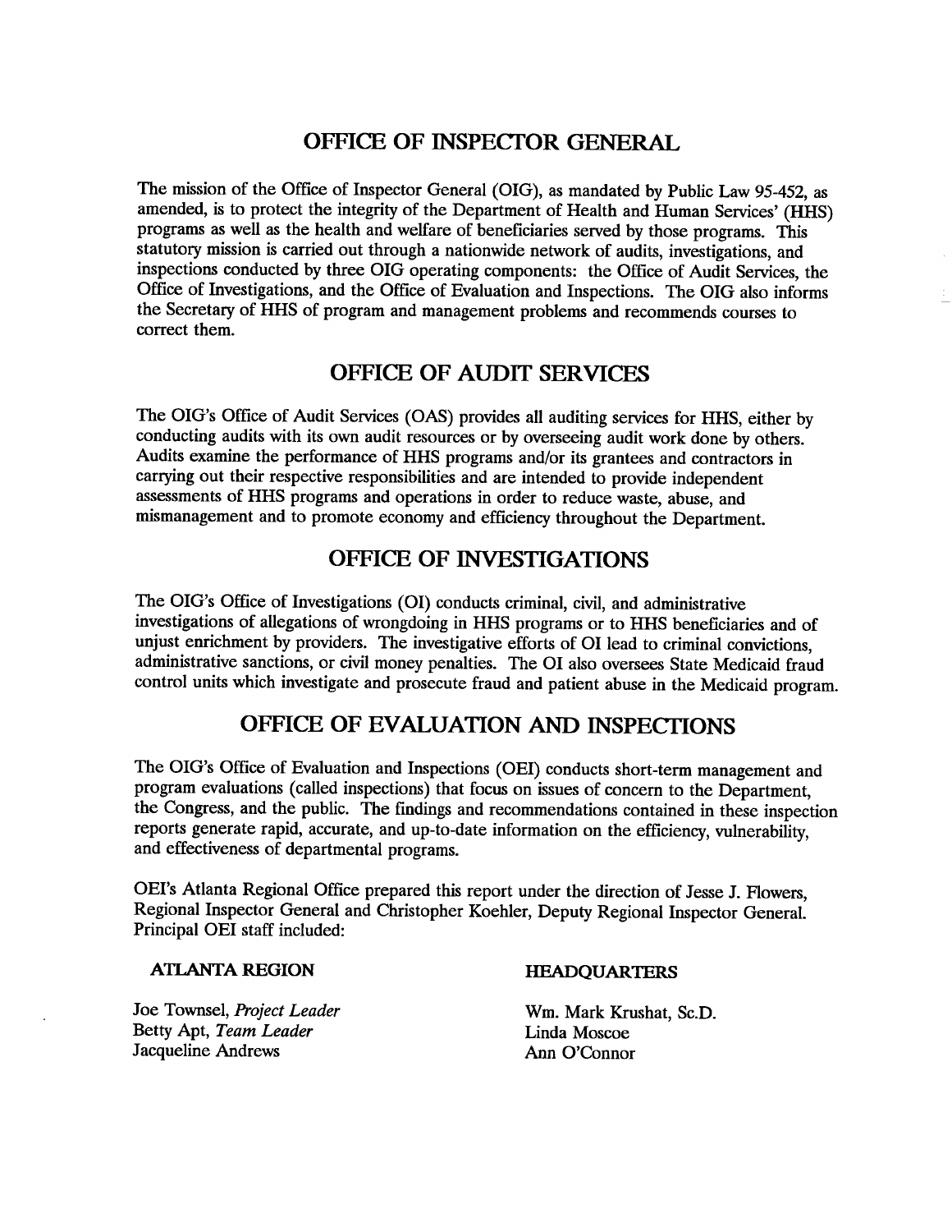## OFFICE OF INSPECTOR GENERAL

The mission of the Office of Inspector General (OIG), as mandated by Public Law 95-452, as amended, is to protect the integrity of the Department of Health and Human Services' (HHS) programs as well as the health and welfare of beneficiaries served by those programs. This statutory mission is carried out through a nationwide network of audits, investigations, and inspections conducted by three OIG operating components: the Office of Audit Services, the Office of Investigations, and the Office of Evaluation and Inspections. The OIG also informs the Secretary of HHS of program and management problems and recommends courses to correct them.

## OFFICE OF AUDIT SERVICES

The OIG's Office of Audit Services (OAS) provides all auditing services for HHS, either by conducting audits with its own audit resources or by overseeing audit work done by others. Audits examine the performance of HHS programs and/or its grantees and contractors in carrying out their respective responsibilities and are intended to provide independent assessments of HHS programs and operations in order to reduce waste, abuse, and mismanagement and to promote economy and efficiency throughout the Department.

## OFFICE OF INVESTIGATIONS

The OIG's Office of Investigations (OI) conducts criminal, civil, and administrative investigations of allegations of wrongdoing in HHS programs or to HHS beneficiaries and of unjust enrichment by providers. The investigative efforts of OI lead to criminal convictions, administrative sanctions, or civil money penalties. The OI also oversees State Medicaid fraud control units which investigate and prosecute fraud and patient abuse in the Medicaid program.

## OFFICE OF EVALUATION AND INSPECTIONS

The OIG's Office of Evaluation and Inspections (OEI) conducts short-term management and program evaluations (called inspections) that focus on issues of concern to the Department, the Congress, and the public. The findings and recommendations contained in these inspection reports generate rapid, accurate, and up-to-date information on the efficiency, vulnerability, and effectiveness of departmental programs.

OEI's Atlanta Regional Office prepared this report under the direction of Jesse J. Flowers, Regional Inspector General and Christopher Koehler, Deputy Regional Inspector General. Principal OEI staff included:

**ATLANTA REGION**

Joe Townsel, *Project Leader*
Betty Apt, *Team Leader*
Jacqueline Andrews

**HEADQUARTERS**

Wm. Mark Krushat, Sc.D.
Linda Moscoe
Ann O'Connor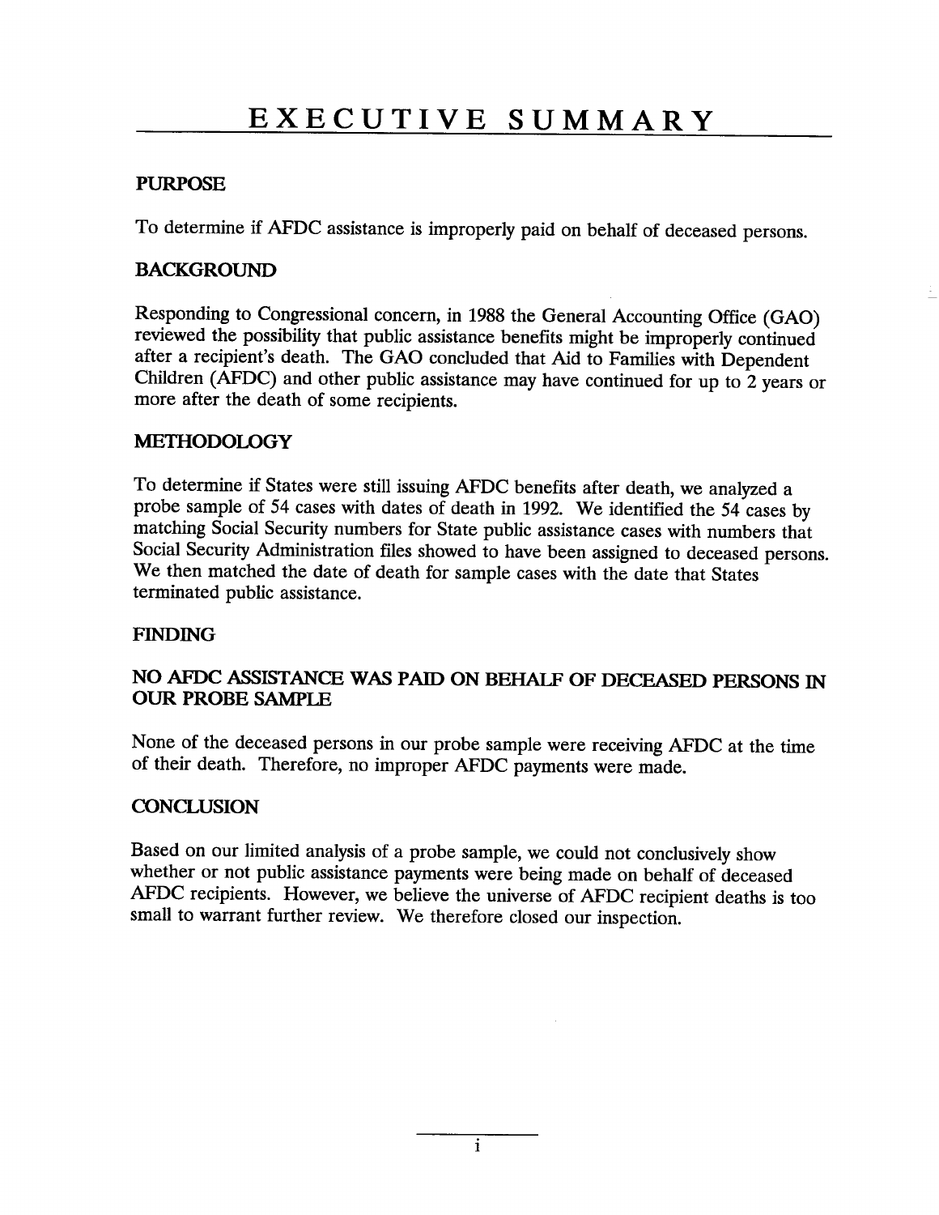# EXECUTIVE SUMMARY

## PURPOSE

To determine if AFDC assistance is improperly paid on behalf of deceased persons.

## BACKGROUND

Responding to Congressional concern, in 1988 the General Accounting Office (GAO) reviewed the possibility that public assistance benefits might be improperly continued after a recipient's death. The GAO concluded that Aid to Families with Dependent Children (AFDC) and other public assistance may have continued for up to 2 years or more after the death of some recipients.

## METHODOLOGY

To determine if States were still issuing AFDC benefits after death, we analyzed a probe sample of 54 cases with dates of death in 1992. We identified the 54 cases by matching Social Security numbers for State public assistance cases with numbers that Social Security Administration files showed to have been assigned to deceased persons. We then matched the date of death for sample cases with the date that States terminated public assistance.

## FINDING

### NO AFDC ASSISTANCE WAS PAID ON BEHALF OF DECEASED PERSONS IN OUR PROBE SAMPLE

None of the deceased persons in our probe sample were receiving AFDC at the time of their death. Therefore, no improper AFDC payments were made.

## CONCLUSION

Based on our limited analysis of a probe sample, we could not conclusively show whether or not public assistance payments were being made on behalf of deceased AFDC recipients. However, we believe the universe of AFDC recipient deaths is too small to warrant further review. We therefore closed our inspection.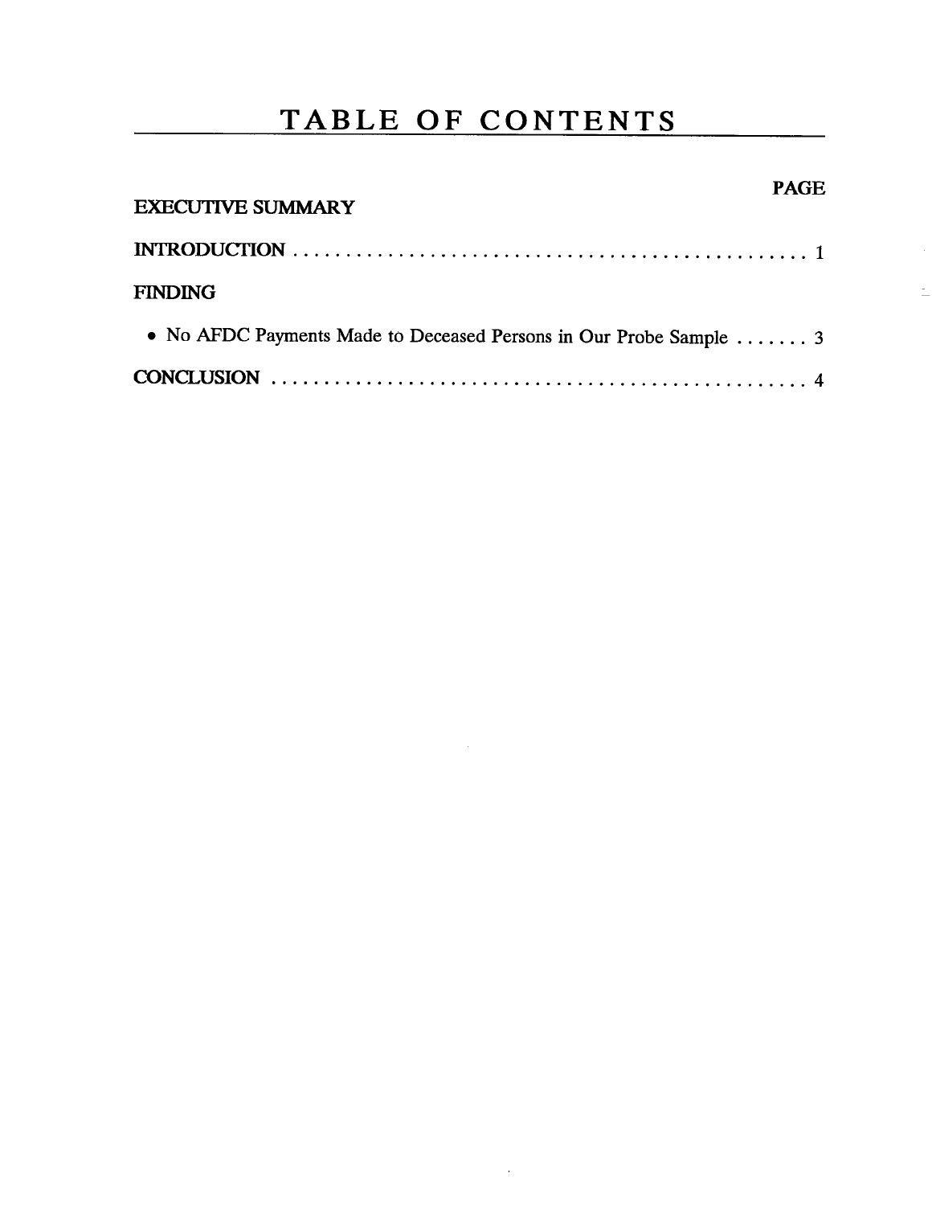# TABLE OF CONTENTS

| | PAGE |
|---|---|
| EXECUTIVE SUMMARY | |
| INTRODUCTION | 1 |
| FINDING | |
| • No AFDC Payments Made to Deceased Persons in Our Probe Sample | 3 |
| CONCLUSION | 4 |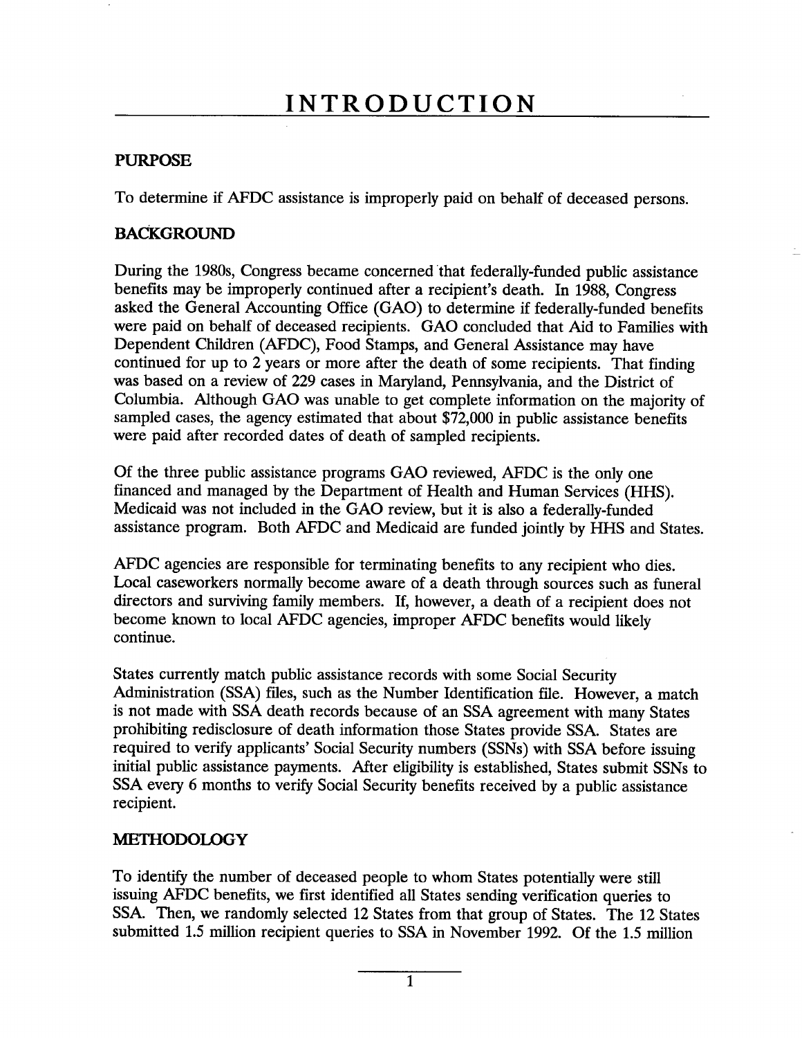# INTRODUCTION

## PURPOSE

To determine if AFDC assistance is improperly paid on behalf of deceased persons.

## BACKGROUND

During the 1980s, Congress became concerned that federally-funded public assistance benefits may be improperly continued after a recipient's death. In 1988, Congress asked the General Accounting Office (GAO) to determine if federally-funded benefits were paid on behalf of deceased recipients. GAO concluded that Aid to Families with Dependent Children (AFDC), Food Stamps, and General Assistance may have continued for up to 2 years or more after the death of some recipients. That finding was based on a review of 229 cases in Maryland, Pennsylvania, and the District of Columbia. Although GAO was unable to get complete information on the majority of sampled cases, the agency estimated that about $72,000 in public assistance benefits were paid after recorded dates of death of sampled recipients.

Of the three public assistance programs GAO reviewed, AFDC is the only one financed and managed by the Department of Health and Human Services (HHS). Medicaid was not included in the GAO review, but it is also a federally-funded assistance program. Both AFDC and Medicaid are funded jointly by HHS and States.

AFDC agencies are responsible for terminating benefits to any recipient who dies. Local caseworkers normally become aware of a death through sources such as funeral directors and surviving family members. If, however, a death of a recipient does not become known to local AFDC agencies, improper AFDC benefits would likely continue.

States currently match public assistance records with some Social Security Administration (SSA) files, such as the Number Identification file. However, a match is not made with SSA death records because of an SSA agreement with many States prohibiting redisclosure of death information those States provide SSA. States are required to verify applicants' Social Security numbers (SSNs) with SSA before issuing initial public assistance payments. After eligibility is established, States submit SSNs to SSA every 6 months to verify Social Security benefits received by a public assistance recipient.

## METHODOLOGY

To identify the number of deceased people to whom States potentially were still issuing AFDC benefits, we first identified all States sending verification queries to SSA. Then, we randomly selected 12 States from that group of States. The 12 States submitted 1.5 million recipient queries to SSA in November 1992. Of the 1.5 million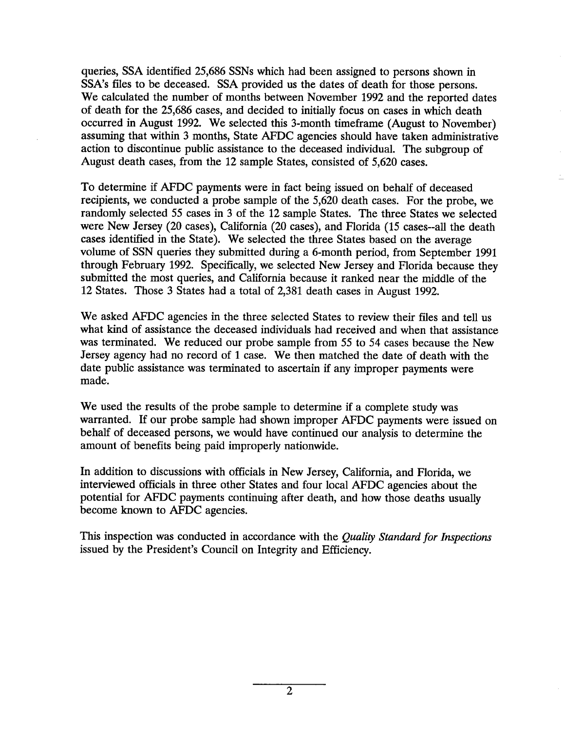queries, SSA identified 25,686 SSNs which had been assigned to persons shown in SSA's files to be deceased. SSA provided us the dates of death for those persons. We calculated the number of months between November 1992 and the reported dates of death for the 25,686 cases, and decided to initially focus on cases in which death occurred in August 1992. We selected this 3-month timeframe (August to November) assuming that within 3 months, State AFDC agencies should have taken administrative action to discontinue public assistance to the deceased individual. The subgroup of August death cases, from the 12 sample States, consisted of 5,620 cases.

To determine if AFDC payments were in fact being issued on behalf of deceased recipients, we conducted a probe sample of the 5,620 death cases. For the probe, we randomly selected 55 cases in 3 of the 12 sample States. The three States we selected were New Jersey (20 cases), California (20 cases), and Florida (15 cases--all the death cases identified in the State). We selected the three States based on the average volume of SSN queries they submitted during a 6-month period, from September 1991 through February 1992. Specifically, we selected New Jersey and Florida because they submitted the most queries, and California because it ranked near the middle of the 12 States. Those 3 States had a total of 2,381 death cases in August 1992.

We asked AFDC agencies in the three selected States to review their files and tell us what kind of assistance the deceased individuals had received and when that assistance was terminated. We reduced our probe sample from 55 to 54 cases because the New Jersey agency had no record of 1 case. We then matched the date of death with the date public assistance was terminated to ascertain if any improper payments were made.

We used the results of the probe sample to determine if a complete study was warranted. If our probe sample had shown improper AFDC payments were issued on behalf of deceased persons, we would have continued our analysis to determine the amount of benefits being paid improperly nationwide.

In addition to discussions with officials in New Jersey, California, and Florida, we interviewed officials in three other States and four local AFDC agencies about the potential for AFDC payments continuing after death, and how those deaths usually become known to AFDC agencies.

This inspection was conducted in accordance with the *Quality Standard for Inspections* issued by the President's Council on Integrity and Efficiency.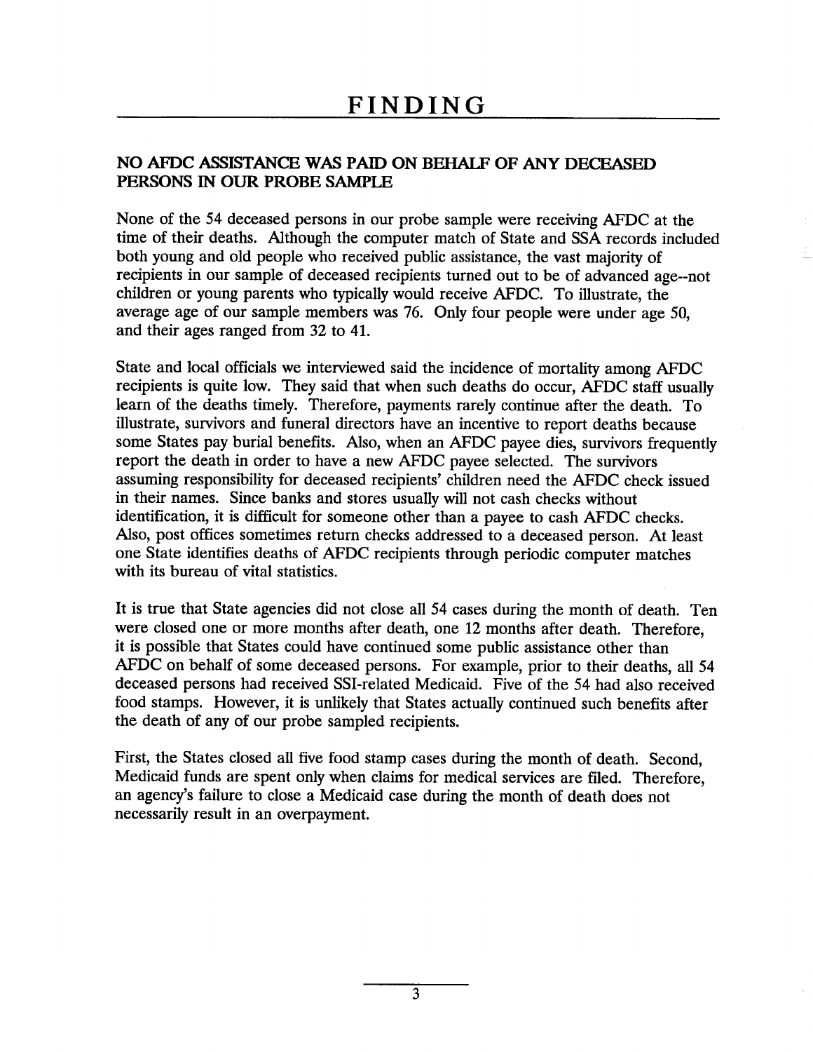# FINDING

### NO AFDC ASSISTANCE WAS PAID ON BEHALF OF ANY DECEASED PERSONS IN OUR PROBE SAMPLE

None of the 54 deceased persons in our probe sample were receiving AFDC at the time of their deaths. Although the computer match of State and SSA records included both young and old people who received public assistance, the vast majority of recipients in our sample of deceased recipients turned out to be of advanced age--not children or young parents who typically would receive AFDC. To illustrate, the average age of our sample members was 76. Only four people were under age 50, and their ages ranged from 32 to 41.

State and local officials we interviewed said the incidence of mortality among AFDC recipients is quite low. They said that when such deaths do occur, AFDC staff usually learn of the deaths timely. Therefore, payments rarely continue after the death. To illustrate, survivors and funeral directors have an incentive to report deaths because some States pay burial benefits. Also, when an AFDC payee dies, survivors frequently report the death in order to have a new AFDC payee selected. The survivors assuming responsibility for deceased recipients' children need the AFDC check issued in their names. Since banks and stores usually will not cash checks without identification, it is difficult for someone other than a payee to cash AFDC checks. Also, post offices sometimes return checks addressed to a deceased person. At least one State identifies deaths of AFDC recipients through periodic computer matches with its bureau of vital statistics.

It is true that State agencies did not close all 54 cases during the month of death. Ten were closed one or more months after death, one 12 months after death. Therefore, it is possible that States could have continued some public assistance other than AFDC on behalf of some deceased persons. For example, prior to their deaths, all 54 deceased persons had received SSI-related Medicaid. Five of the 54 had also received food stamps. However, it is unlikely that States actually continued such benefits after the death of any of our probe sampled recipients.

First, the States closed all five food stamp cases during the month of death. Second, Medicaid funds are spent only when claims for medical services are filed. Therefore, an agency's failure to close a Medicaid case during the month of death does not necessarily result in an overpayment.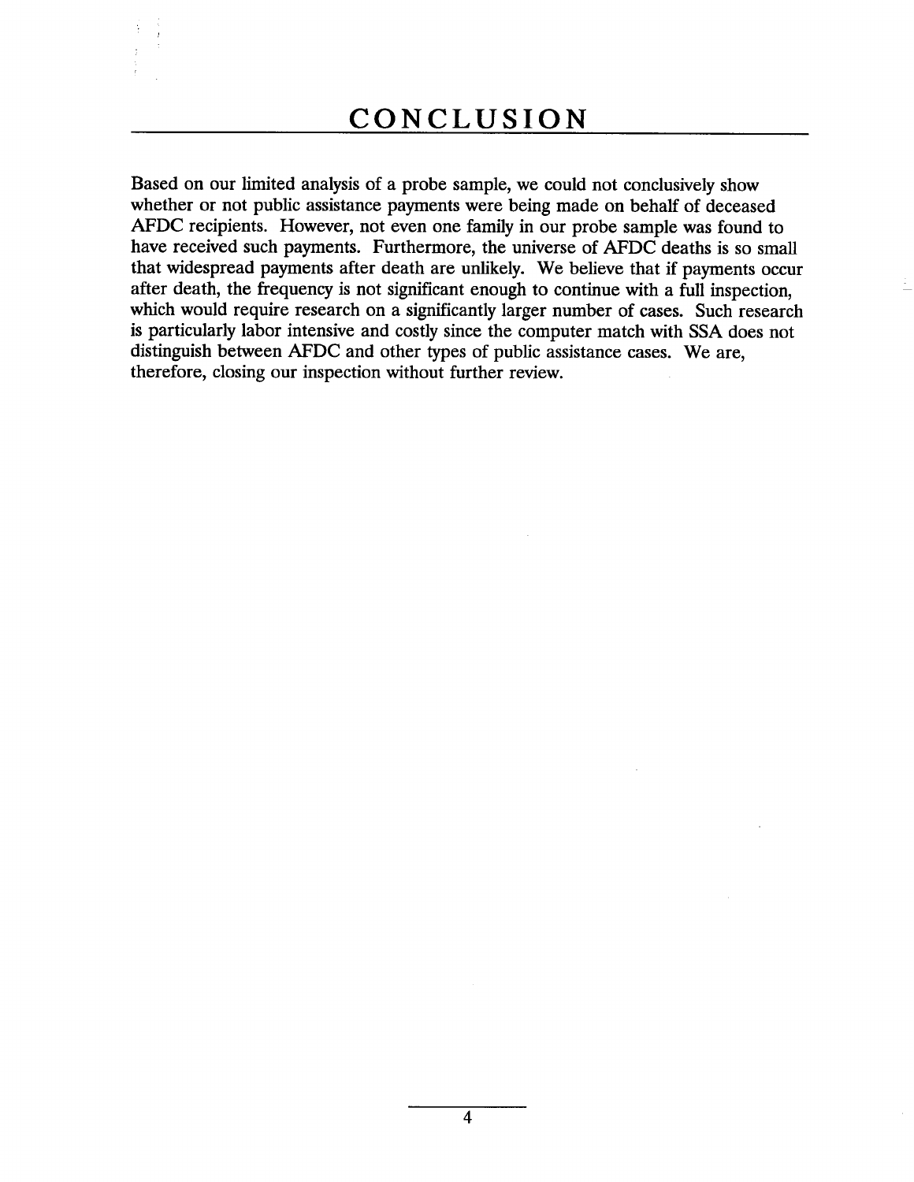# CONCLUSION

Based on our limited analysis of a probe sample, we could not conclusively show whether or not public assistance payments were being made on behalf of deceased AFDC recipients. However, not even one family in our probe sample was found to have received such payments. Furthermore, the universe of AFDC deaths is so small that widespread payments after death are unlikely. We believe that if payments occur after death, the frequency is not significant enough to continue with a full inspection, which would require research on a significantly larger number of cases. Such research is particularly labor intensive and costly since the computer match with SSA does not distinguish between AFDC and other types of public assistance cases. We are, therefore, closing our inspection without further review.